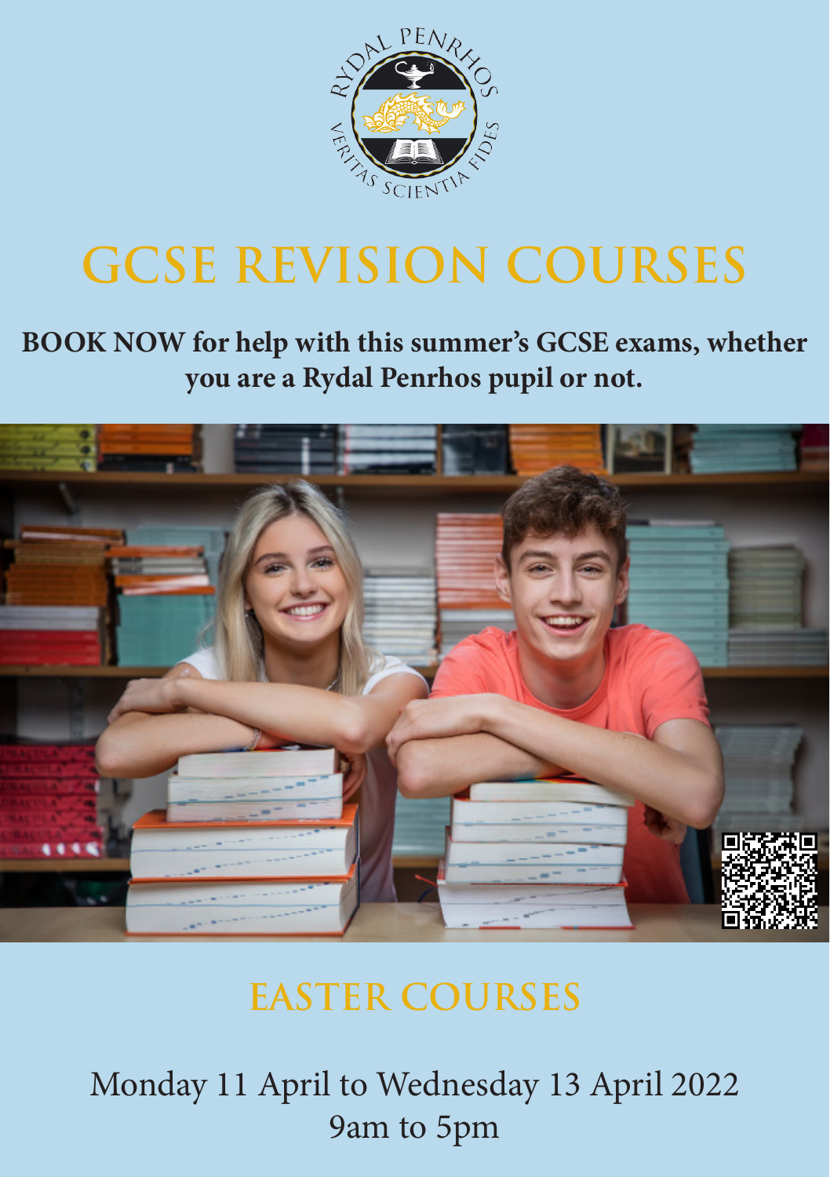# GCSE REVISION COURSES

**BOOK NOW for help with this summer's GCSE exams, whether you are a Rydal Penrhos pupil or not.**

## EASTER COURSES

Monday 11 April to Wednesday 13 April 2022
9am to 5pm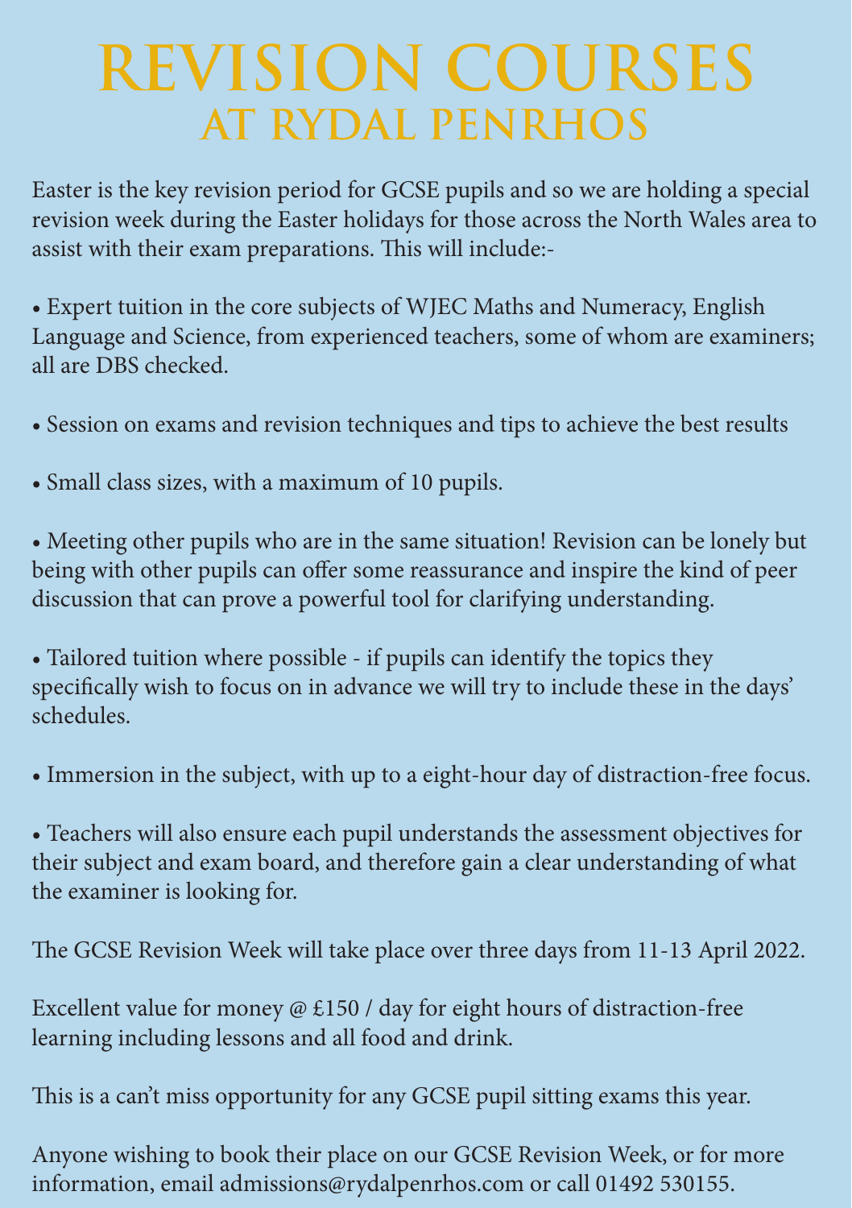# REVISION COURSES
## AT RYDAL PENRHOS

Easter is the key revision period for GCSE pupils and so we are holding a special revision week during the Easter holidays for those across the North Wales area to assist with their exam preparations. This will include:-

• Expert tuition in the core subjects of WJEC Maths and Numeracy, English Language and Science, from experienced teachers, some of whom are examiners; all are DBS checked.

• Session on exams and revision techniques and tips to achieve the best results

• Small class sizes, with a maximum of 10 pupils.

• Meeting other pupils who are in the same situation! Revision can be lonely but being with other pupils can offer some reassurance and inspire the kind of peer discussion that can prove a powerful tool for clarifying understanding.

• Tailored tuition where possible - if pupils can identify the topics they specifically wish to focus on in advance we will try to include these in the days' schedules.

• Immersion in the subject, with up to a eight-hour day of distraction-free focus.

• Teachers will also ensure each pupil understands the assessment objectives for their subject and exam board, and therefore gain a clear understanding of what the examiner is looking for.

The GCSE Revision Week will take place over three days from 11-13 April 2022.

Excellent value for money @ £150 / day for eight hours of distraction-free learning including lessons and all food and drink.

This is a can't miss opportunity for any GCSE pupil sitting exams this year.

Anyone wishing to book their place on our GCSE Revision Week, or for more information, email admissions@rydalpenrhos.com or call 01492 530155.